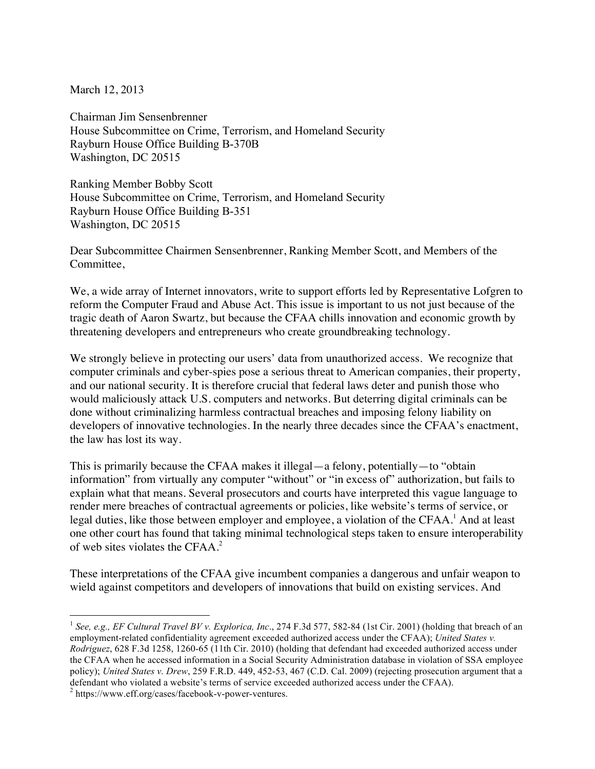March 12, 2013

Chairman Jim Sensenbrenner
House Subcommittee on Crime, Terrorism, and Homeland Security
Rayburn House Office Building B-370B
Washington, DC 20515

Ranking Member Bobby Scott
House Subcommittee on Crime, Terrorism, and Homeland Security
Rayburn House Office Building B-351
Washington, DC 20515

Dear Subcommittee Chairmen Sensenbrenner, Ranking Member Scott, and Members of the Committee,

We, a wide array of Internet innovators, write to support efforts led by Representative Lofgren to reform the Computer Fraud and Abuse Act. This issue is important to us not just because of the tragic death of Aaron Swartz, but because the CFAA chills innovation and economic growth by threatening developers and entrepreneurs who create groundbreaking technology.

We strongly believe in protecting our users' data from unauthorized access. We recognize that computer criminals and cyber-spies pose a serious threat to American companies, their property, and our national security. It is therefore crucial that federal laws deter and punish those who would maliciously attack U.S. computers and networks. But deterring digital criminals can be done without criminalizing harmless contractual breaches and imposing felony liability on developers of innovative technologies. In the nearly three decades since the CFAA's enactment, the law has lost its way.

This is primarily because the CFAA makes it illegal—a felony, potentially—to "obtain information" from virtually any computer "without" or "in excess of" authorization, but fails to explain what that means. Several prosecutors and courts have interpreted this vague language to render mere breaches of contractual agreements or policies, like website's terms of service, or legal duties, like those between employer and employee, a violation of the CFAA.[1] And at least one other court has found that taking minimal technological steps taken to ensure interoperability of web sites violates the CFAA.[2]

These interpretations of the CFAA give incumbent companies a dangerous and unfair weapon to wield against competitors and developers of innovations that build on existing services. And

---

[1] *See, e.g., EF Cultural Travel BV v. Explorica, Inc*., 274 F.3d 577, 582-84 (1st Cir. 2001) (holding that breach of an employment-related confidentiality agreement exceeded authorized access under the CFAA); *United States v. Rodriguez*, 628 F.3d 1258, 1260-65 (11th Cir. 2010) (holding that defendant had exceeded authorized access under the CFAA when he accessed information in a Social Security Administration database in violation of SSA employee policy); *United States v. Drew*, 259 F.R.D. 449, 452-53, 467 (C.D. Cal. 2009) (rejecting prosecution argument that a defendant who violated a website's terms of service exceeded authorized access under the CFAA).

[2] https://www.eff.org/cases/facebook-v-power-ventures.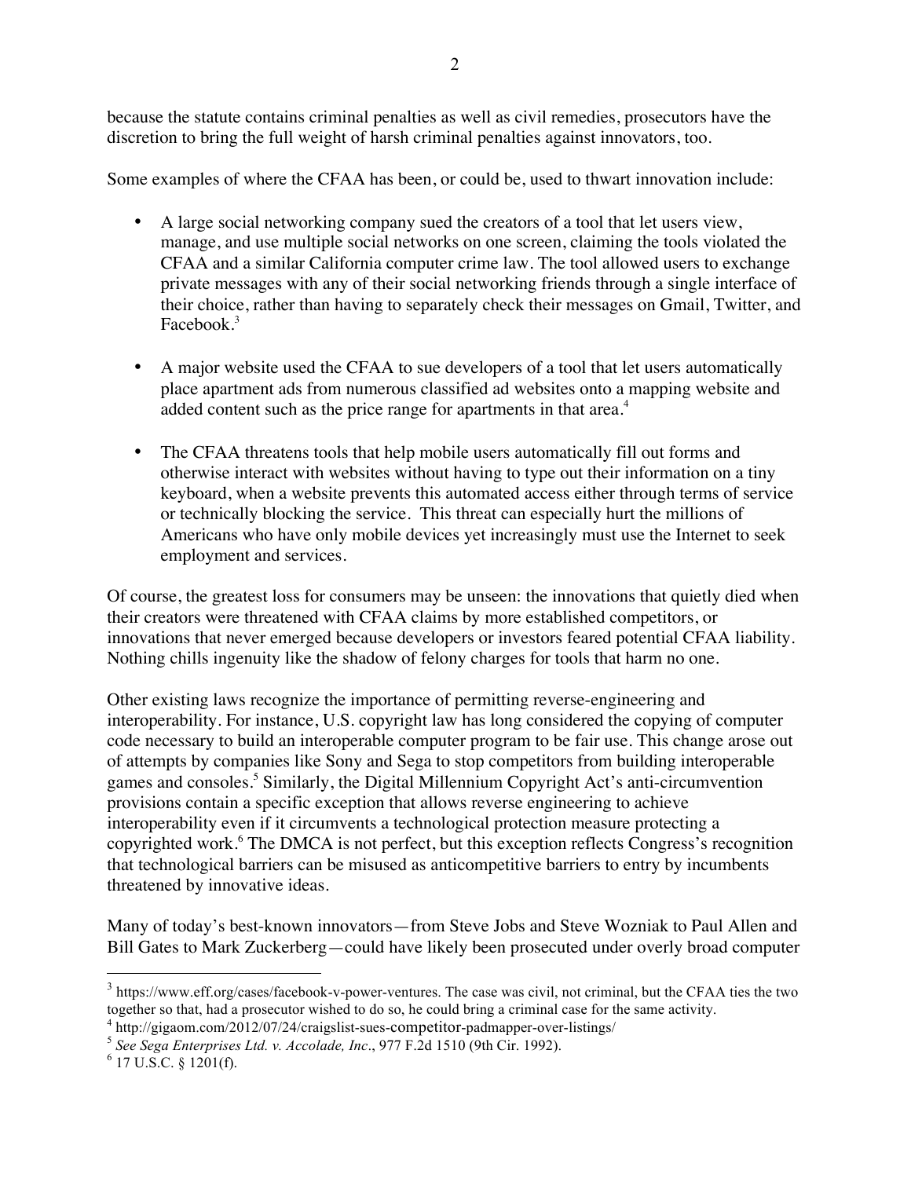because the statute contains criminal penalties as well as civil remedies, prosecutors have the discretion to bring the full weight of harsh criminal penalties against innovators, too.

Some examples of where the CFAA has been, or could be, used to thwart innovation include:

- A large social networking company sued the creators of a tool that let users view, manage, and use multiple social networks on one screen, claiming the tools violated the CFAA and a similar California computer crime law. The tool allowed users to exchange private messages with any of their social networking friends through a single interface of their choice, rather than having to separately check their messages on Gmail, Twitter, and Facebook.[3]

- A major website used the CFAA to sue developers of a tool that let users automatically place apartment ads from numerous classified ad websites onto a mapping website and added content such as the price range for apartments in that area.[4]

- The CFAA threatens tools that help mobile users automatically fill out forms and otherwise interact with websites without having to type out their information on a tiny keyboard, when a website prevents this automated access either through terms of service or technically blocking the service. This threat can especially hurt the millions of Americans who have only mobile devices yet increasingly must use the Internet to seek employment and services.

Of course, the greatest loss for consumers may be unseen: the innovations that quietly died when their creators were threatened with CFAA claims by more established competitors, or innovations that never emerged because developers or investors feared potential CFAA liability. Nothing chills ingenuity like the shadow of felony charges for tools that harm no one.

Other existing laws recognize the importance of permitting reverse-engineering and interoperability. For instance, U.S. copyright law has long considered the copying of computer code necessary to build an interoperable computer program to be fair use. This change arose out of attempts by companies like Sony and Sega to stop competitors from building interoperable games and consoles.[5] Similarly, the Digital Millennium Copyright Act's anti-circumvention provisions contain a specific exception that allows reverse engineering to achieve interoperability even if it circumvents a technological protection measure protecting a copyrighted work.[6] The DMCA is not perfect, but this exception reflects Congress's recognition that technological barriers can be misused as anticompetitive barriers to entry by incumbents threatened by innovative ideas.

Many of today's best-known innovators—from Steve Jobs and Steve Wozniak to Paul Allen and Bill Gates to Mark Zuckerberg—could have likely been prosecuted under overly broad computer

---

[3] https://www.eff.org/cases/facebook-v-power-ventures. The case was civil, not criminal, but the CFAA ties the two together so that, had a prosecutor wished to do so, he could bring a criminal case for the same activity.

[4] http://gigaom.com/2012/07/24/craigslist-sues-competitor-padmapper-over-listings/

[5] *See Sega Enterprises Ltd. v. Accolade, Inc*., 977 F.2d 1510 (9th Cir. 1992).

[6] 17 U.S.C. § 1201(f).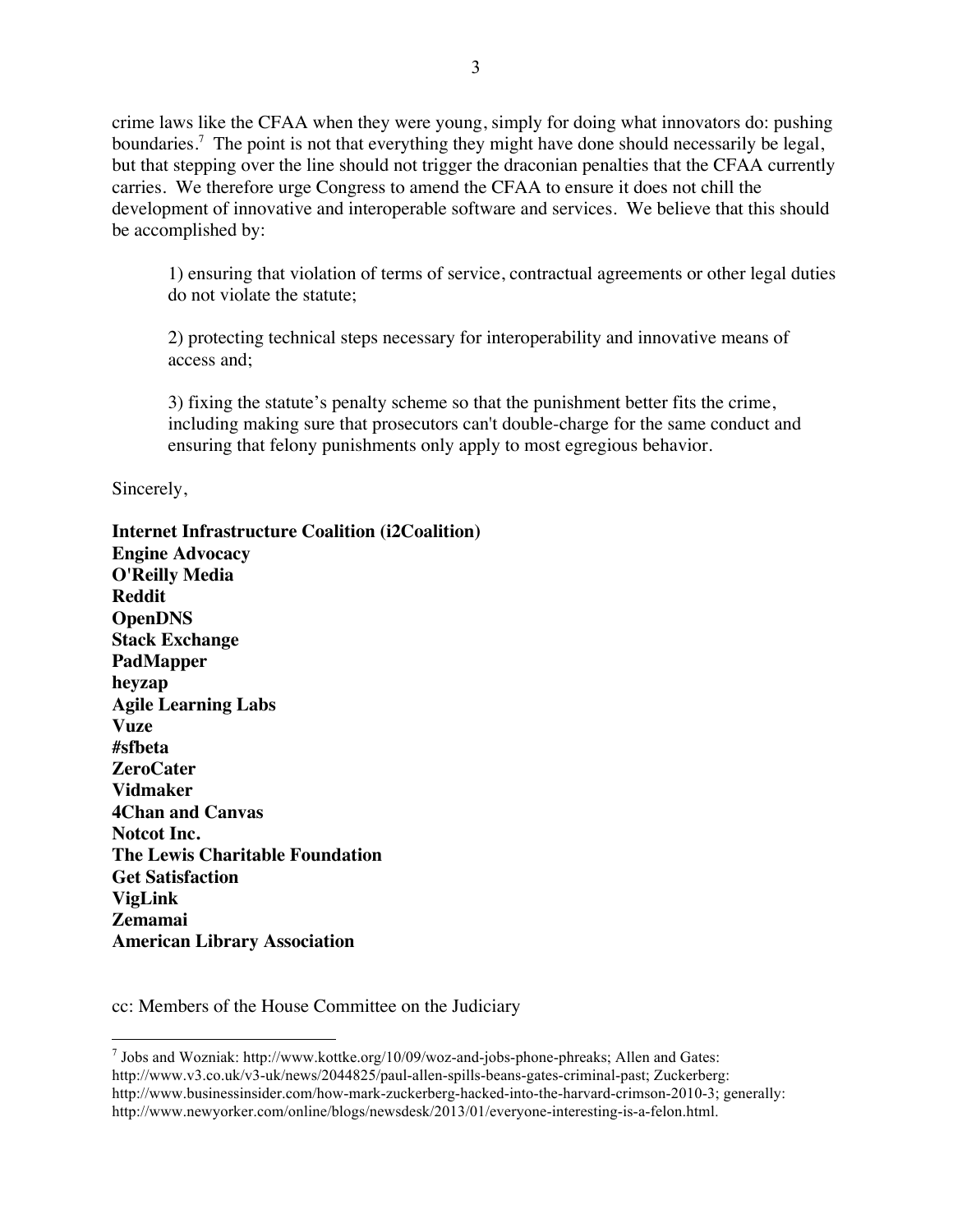crime laws like the CFAA when they were young, simply for doing what innovators do: pushing boundaries.[7] The point is not that everything they might have done should necessarily be legal, but that stepping over the line should not trigger the draconian penalties that the CFAA currently carries. We therefore urge Congress to amend the CFAA to ensure it does not chill the development of innovative and interoperable software and services. We believe that this should be accomplished by:

> 1) ensuring that violation of terms of service, contractual agreements or other legal duties do not violate the statute;
>
> 2) protecting technical steps necessary for interoperability and innovative means of access and;
>
> 3) fixing the statute's penalty scheme so that the punishment better fits the crime, including making sure that prosecutors can't double-charge for the same conduct and ensuring that felony punishments only apply to most egregious behavior.

Sincerely,

**Internet Infrastructure Coalition (i2Coalition)**
**Engine Advocacy**
**O'Reilly Media**
**Reddit**
**OpenDNS**
**Stack Exchange**
**PadMapper**
**heyzap**
**Agile Learning Labs**
**Vuze**
**#sfbeta**
**ZeroCater**
**Vidmaker**
**4Chan and Canvas**
**Notcot Inc.**
**The Lewis Charitable Foundation**
**Get Satisfaction**
**VigLink**
**Zemamai**
**American Library Association**

cc: Members of the House Committee on the Judiciary

---

[7] Jobs and Wozniak: http://www.kottke.org/10/09/woz-and-jobs-phone-phreaks; Allen and Gates: http://www.v3.co.uk/v3-uk/news/2044825/paul-allen-spills-beans-gates-criminal-past; Zuckerberg: http://www.businessinsider.com/how-mark-zuckerberg-hacked-into-the-harvard-crimson-2010-3; generally: http://www.newyorker.com/online/blogs/newsdesk/2013/01/everyone-interesting-is-a-felon.html.